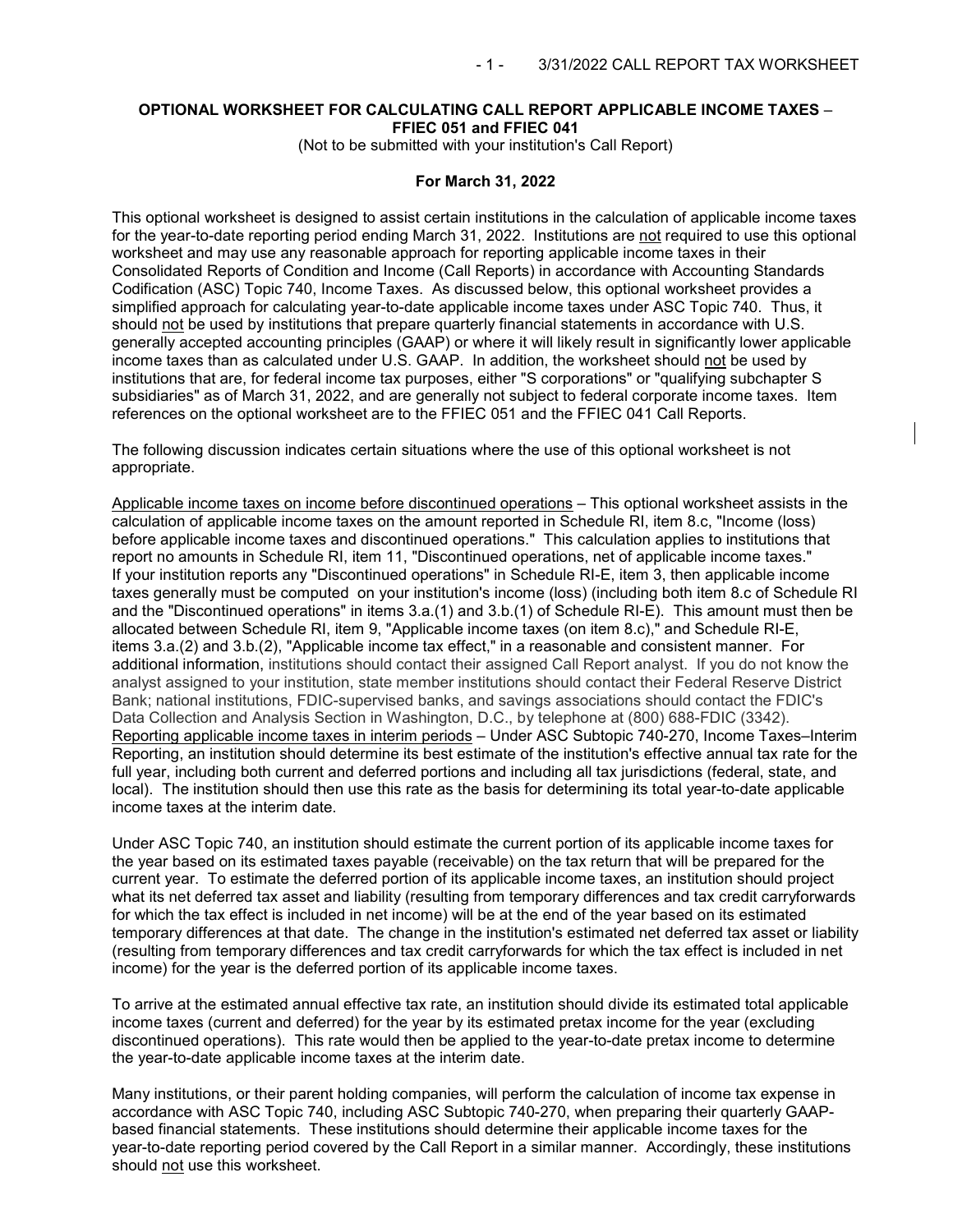**OPTIONAL WORKSHEET FOR CALCULATING CALL REPORT APPLICABLE INCOME TAXES – FFIEC 051 and FFIEC 041**

(Not to be submitted with your institution's Call Report)

**For March 31, 2022**

This optional worksheet is designed to assist certain institutions in the calculation of applicable income taxes for the year-to-date reporting period ending March 31, 2022. Institutions are not required to use this optional worksheet and may use any reasonable approach for reporting applicable income taxes in their Consolidated Reports of Condition and Income (Call Reports) in accordance with Accounting Standards Codification (ASC) Topic 740, Income Taxes. As discussed below, this optional worksheet provides a simplified approach for calculating year-to-date applicable income taxes under ASC Topic 740. Thus, it should not be used by institutions that prepare quarterly financial statements in accordance with U.S. generally accepted accounting principles (GAAP) or where it will likely result in significantly lower applicable income taxes than as calculated under U.S. GAAP. In addition, the worksheet should not be used by institutions that are, for federal income tax purposes, either "S corporations" or "qualifying subchapter S subsidiaries" as of March 31, 2022, and are generally not subject to federal corporate income taxes. Item references on the optional worksheet are to the FFIEC 051 and the FFIEC 041 Call Reports.

The following discussion indicates certain situations where the use of this optional worksheet is not appropriate.

Applicable income taxes on income before discontinued operations – This optional worksheet assists in the calculation of applicable income taxes on the amount reported in Schedule RI, item 8.c, "Income (loss) before applicable income taxes and discontinued operations." This calculation applies to institutions that report no amounts in Schedule RI, item 11, "Discontinued operations, net of applicable income taxes." If your institution reports any "Discontinued operations" in Schedule RI-E, item 3, then applicable income taxes generally must be computed on your institution's income (loss) (including both item 8.c of Schedule RI and the "Discontinued operations" in items 3.a.(1) and 3.b.(1) of Schedule RI-E). This amount must then be allocated between Schedule RI, item 9, "Applicable income taxes (on item 8.c)," and Schedule RI-E, items 3.a.(2) and 3.b.(2), "Applicable income tax effect," in a reasonable and consistent manner. For additional information, institutions should contact their assigned Call Report analyst. If you do not know the analyst assigned to your institution, state member institutions should contact their Federal Reserve District Bank; national institutions, FDIC-supervised banks, and savings associations should contact the FDIC's Data Collection and Analysis Section in Washington, D.C., by telephone at (800) 688-FDIC (3342).

Reporting applicable income taxes in interim periods – Under ASC Subtopic 740-270, Income Taxes–Interim Reporting, an institution should determine its best estimate of the institution's effective annual tax rate for the full year, including both current and deferred portions and including all tax jurisdictions (federal, state, and local). The institution should then use this rate as the basis for determining its total year-to-date applicable income taxes at the interim date.

Under ASC Topic 740, an institution should estimate the current portion of its applicable income taxes for the year based on its estimated taxes payable (receivable) on the tax return that will be prepared for the current year. To estimate the deferred portion of its applicable income taxes, an institution should project what its net deferred tax asset and liability (resulting from temporary differences and tax credit carryforwards for which the tax effect is included in net income) will be at the end of the year based on its estimated temporary differences at that date. The change in the institution's estimated net deferred tax asset or liability (resulting from temporary differences and tax credit carryforwards for which the tax effect is included in net income) for the year is the deferred portion of its applicable income taxes.

To arrive at the estimated annual effective tax rate, an institution should divide its estimated total applicable income taxes (current and deferred) for the year by its estimated pretax income for the year (excluding discontinued operations). This rate would then be applied to the year-to-date pretax income to determine the year-to-date applicable income taxes at the interim date.

Many institutions, or their parent holding companies, will perform the calculation of income tax expense in accordance with ASC Topic 740, including ASC Subtopic 740-270, when preparing their quarterly GAAP-based financial statements. These institutions should determine their applicable income taxes for the year-to-date reporting period covered by the Call Report in a similar manner. Accordingly, these institutions should not use this worksheet.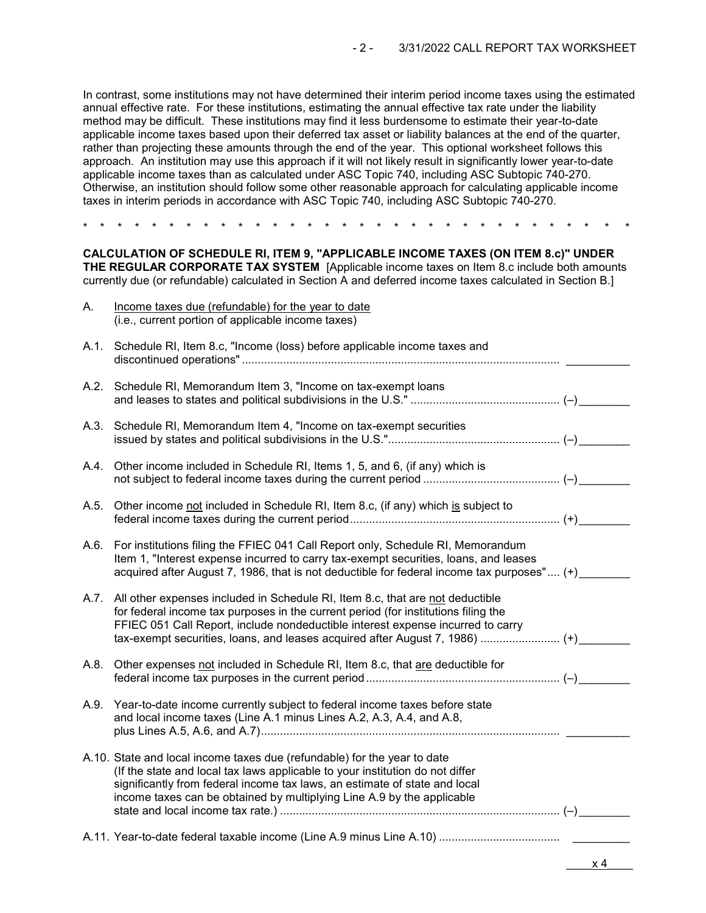In contrast, some institutions may not have determined their interim period income taxes using the estimated annual effective rate. For these institutions, estimating the annual effective tax rate under the liability method may be difficult. These institutions may find it less burdensome to estimate their year-to-date applicable income taxes based upon their deferred tax asset or liability balances at the end of the quarter, rather than projecting these amounts through the end of the year. This optional worksheet follows this approach. An institution may use this approach if it will not likely result in significantly lower year-to-date applicable income taxes than as calculated under ASC Topic 740, including ASC Subtopic 740-270. Otherwise, an institution should follow some other reasonable approach for calculating applicable income taxes in interim periods in accordance with ASC Topic 740, including ASC Subtopic 740-270.

\* \* \* \* \* \* \* \* \* \* \* \* \* \* \* \* \* \* \* \* \* \* \* \* \* \* \* \* \* \* \* \* \* \*

**CALCULATION OF SCHEDULE RI, ITEM 9, "APPLICABLE INCOME TAXES (ON ITEM 8.c)" UNDER THE REGULAR CORPORATE TAX SYSTEM** [Applicable income taxes on Item 8.c include both amounts currently due (or refundable) calculated in Section A and deferred income taxes calculated in Section B.]

A. Income taxes due (refundable) for the year to date (i.e., current portion of applicable income taxes)

A.1. Schedule RI, Item 8.c, "Income (loss) before applicable income taxes and discontinued operations" .......... __________

A.2. Schedule RI, Memorandum Item 3, "Income on tax-exempt loans and leases to states and political subdivisions in the U.S." .......... (–)________

A.3. Schedule RI, Memorandum Item 4, "Income on tax-exempt securities issued by states and political subdivisions in the U.S." .......... (–)________

A.4. Other income included in Schedule RI, Items 1, 5, and 6, (if any) which is not subject to federal income taxes during the current period .......... (–)________

A.5. Other income not included in Schedule RI, Item 8.c, (if any) which is subject to federal income taxes during the current period .......... (+)________

A.6. For institutions filing the FFIEC 041 Call Report only, Schedule RI, Memorandum Item 1, "Interest expense incurred to carry tax-exempt securities, loans, and leases acquired after August 7, 1986, that is not deductible for federal income tax purposes" .... (+)________

A.7. All other expenses included in Schedule RI, Item 8.c, that are not deductible for federal income tax purposes in the current period (for institutions filing the FFIEC 051 Call Report, include nondeductible interest expense incurred to carry tax-exempt securities, loans, and leases acquired after August 7, 1986) .......... (+)________

A.8. Other expenses not included in Schedule RI, Item 8.c, that are deductible for federal income tax purposes in the current period .......... (–)________

A.9. Year-to-date income currently subject to federal income taxes before state and local income taxes (Line A.1 minus Lines A.2, A.3, A.4, and A.8, plus Lines A.5, A.6, and A.7) .......... __________

A.10. State and local income taxes due (refundable) for the year to date (If the state and local tax laws applicable to your institution do not differ significantly from federal income tax laws, an estimate of state and local income taxes can be obtained by multiplying Line A.9 by the applicable state and local income tax rate.) .......... (–)________

A.11. Year-to-date federal taxable income (Line A.9 minus Line A.10) .......... _________

____x 4____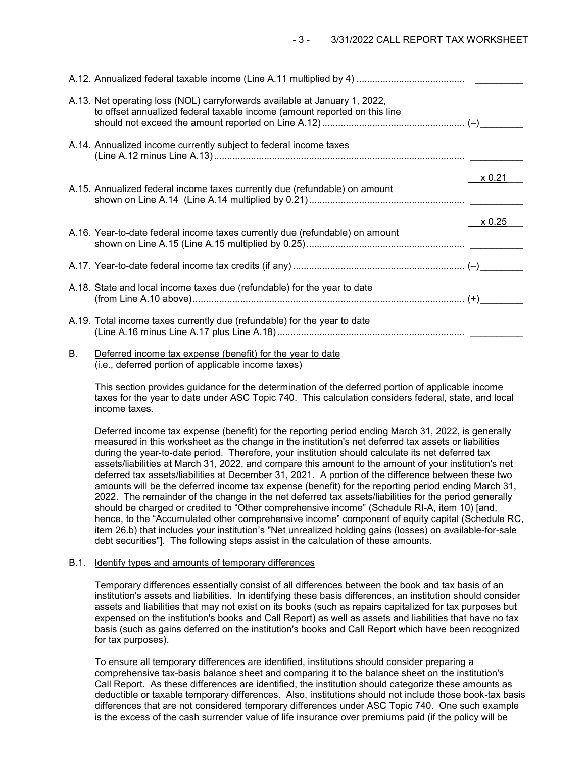A.12. Annualized federal taxable income (Line A.11 multiplied by 4) ......................................... _________

A.13. Net operating loss (NOL) carryforwards available at January 1, 2022, to offset annualized federal taxable income (amount reported on this line should not exceed the amount reported on Line A.12) ...................................................... (–)________

A.14. Annualized income currently subject to federal income taxes (Line A.12 minus Line A.13) .............................................................................................. __________

x 0.21

A.15. Annualized federal income taxes currently due (refundable) on amount shown on Line A.14 (Line A.14 multiplied by 0.21) .......................................................... __________

x 0.25

A.16. Year-to-date federal income taxes currently due (refundable) on amount shown on Line A.15 (Line A.15 multiplied by 0.25) ........................................................... __________

A.17. Year-to-date federal income tax credits (if any) ................................................................ (–)________

A.18. State and local income taxes due (refundable) for the year to date (from Line A.10 above) ...................................................................................................... (+)________

A.19. Total income taxes currently due (refundable) for the year to date (Line A.16 minus Line A.17 plus Line A.18) ...................................................................... __________

B. Deferred income tax expense (benefit) for the year to date
(i.e., deferred portion of applicable income taxes)

This section provides guidance for the determination of the deferred portion of applicable income taxes for the year to date under ASC Topic 740. This calculation considers federal, state, and local income taxes.

Deferred income tax expense (benefit) for the reporting period ending March 31, 2022, is generally measured in this worksheet as the change in the institution's net deferred tax assets or liabilities during the year-to-date period. Therefore, your institution should calculate its net deferred tax assets/liabilities at March 31, 2022, and compare this amount to the amount of your institution's net deferred tax assets/liabilities at December 31, 2021. A portion of the difference between these two amounts will be the deferred income tax expense (benefit) for the reporting period ending March 31, 2022. The remainder of the change in the net deferred tax assets/liabilities for the period generally should be charged or credited to "Other comprehensive income" (Schedule RI-A, item 10) [and, hence, to the "Accumulated other comprehensive income" component of equity capital (Schedule RC, item 26.b) that includes your institution's "Net unrealized holding gains (losses) on available-for-sale debt securities"]. The following steps assist in the calculation of these amounts.

B.1. Identify types and amounts of temporary differences

Temporary differences essentially consist of all differences between the book and tax basis of an institution's assets and liabilities. In identifying these basis differences, an institution should consider assets and liabilities that may not exist on its books (such as repairs capitalized for tax purposes but expensed on the institution's books and Call Report) as well as assets and liabilities that have no tax basis (such as gains deferred on the institution's books and Call Report which have been recognized for tax purposes).

To ensure all temporary differences are identified, institutions should consider preparing a comprehensive tax-basis balance sheet and comparing it to the balance sheet on the institution's Call Report. As these differences are identified, the institution should categorize these amounts as deductible or taxable temporary differences. Also, institutions should not include those book-tax basis differences that are not considered temporary differences under ASC Topic 740. One such example is the excess of the cash surrender value of life insurance over premiums paid (if the policy will be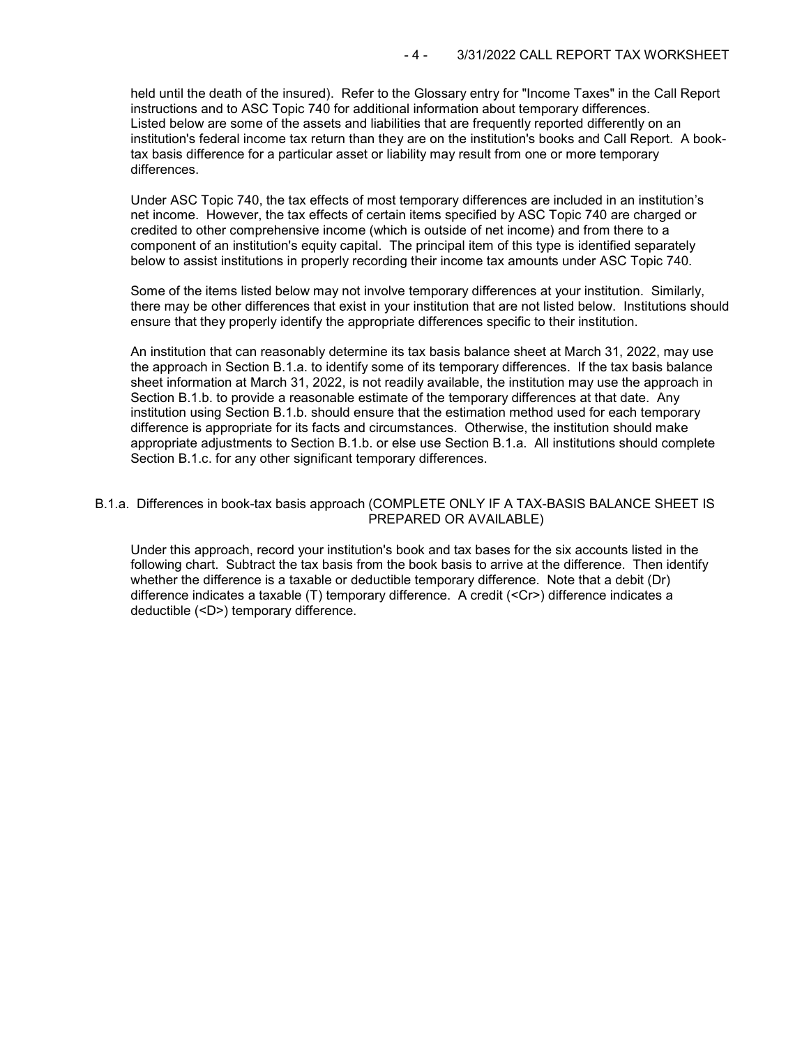held until the death of the insured). Refer to the Glossary entry for "Income Taxes" in the Call Report instructions and to ASC Topic 740 for additional information about temporary differences. Listed below are some of the assets and liabilities that are frequently reported differently on an institution's federal income tax return than they are on the institution's books and Call Report. A book-tax basis difference for a particular asset or liability may result from one or more temporary differences.

Under ASC Topic 740, the tax effects of most temporary differences are included in an institution's net income. However, the tax effects of certain items specified by ASC Topic 740 are charged or credited to other comprehensive income (which is outside of net income) and from there to a component of an institution's equity capital. The principal item of this type is identified separately below to assist institutions in properly recording their income tax amounts under ASC Topic 740.

Some of the items listed below may not involve temporary differences at your institution. Similarly, there may be other differences that exist in your institution that are not listed below. Institutions should ensure that they properly identify the appropriate differences specific to their institution.

An institution that can reasonably determine its tax basis balance sheet at March 31, 2022, may use the approach in Section B.1.a. to identify some of its temporary differences. If the tax basis balance sheet information at March 31, 2022, is not readily available, the institution may use the approach in Section B.1.b. to provide a reasonable estimate of the temporary differences at that date. Any institution using Section B.1.b. should ensure that the estimation method used for each temporary difference is appropriate for its facts and circumstances. Otherwise, the institution should make appropriate adjustments to Section B.1.b. or else use Section B.1.a. All institutions should complete Section B.1.c. for any other significant temporary differences.

## B.1.a. Differences in book-tax basis approach (COMPLETE ONLY IF A TAX-BASIS BALANCE SHEET IS PREPARED OR AVAILABLE)

Under this approach, record your institution's book and tax bases for the six accounts listed in the following chart. Subtract the tax basis from the book basis to arrive at the difference. Then identify whether the difference is a taxable or deductible temporary difference. Note that a debit (Dr) difference indicates a taxable (T) temporary difference. A credit (<Cr>) difference indicates a deductible (<D>) temporary difference.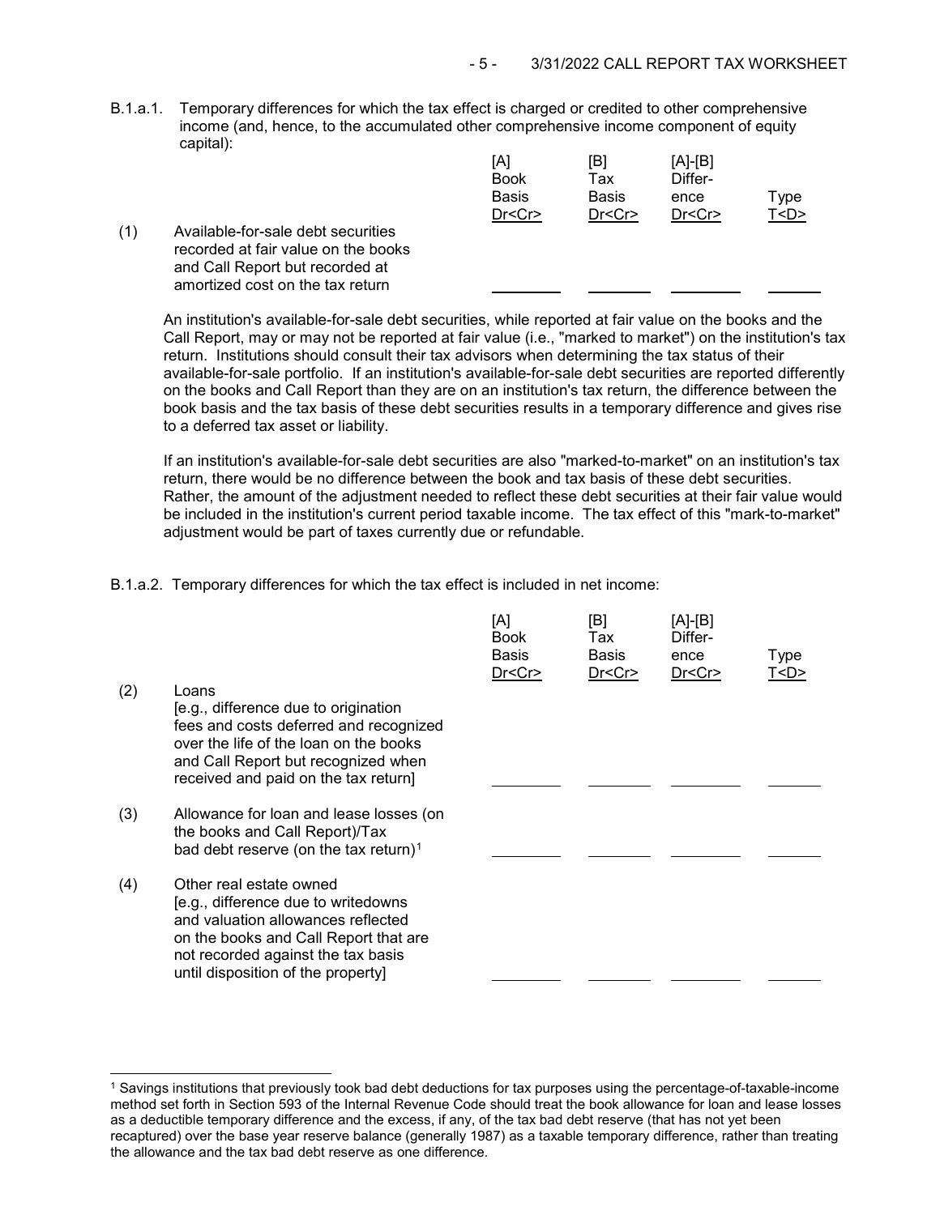B.1.a.1. Temporary differences for which the tax effect is charged or credited to other comprehensive income (and, hence, to the accumulated other comprehensive income component of equity capital):

| | | [A] Book Basis Dr<Cr> | [B] Tax Basis Dr<Cr> | [A]-[B] Difference Dr<Cr> | Type T<D> |
|---|---|---|---|---|---|
| (1) | Available-for-sale debt securities recorded at fair value on the books and Call Report but recorded at amortized cost on the tax return | | | | |

An institution's available-for-sale debt securities, while reported at fair value on the books and the Call Report, may or may not be reported at fair value (i.e., "marked to market") on the institution's tax return. Institutions should consult their tax advisors when determining the tax status of their available-for-sale portfolio. If an institution's available-for-sale debt securities are reported differently on the books and Call Report than they are on an institution's tax return, the difference between the book basis and the tax basis of these debt securities results in a temporary difference and gives rise to a deferred tax asset or liability.

If an institution's available-for-sale debt securities are also "marked-to-market" on an institution's tax return, there would be no difference between the book and tax basis of these debt securities. Rather, the amount of the adjustment needed to reflect these debt securities at their fair value would be included in the institution's current period taxable income. The tax effect of this "mark-to-market" adjustment would be part of taxes currently due or refundable.

B.1.a.2. Temporary differences for which the tax effect is included in net income:

| | | [A] Book Basis Dr<Cr> | [B] Tax Basis Dr<Cr> | [A]-[B] Difference Dr<Cr> | Type T<D> |
|---|---|---|---|---|---|
| (2) | Loans [e.g., difference due to origination fees and costs deferred and recognized over the life of the loan on the books and Call Report but recognized when received and paid on the tax return] | | | | |
| (3) | Allowance for loan and lease losses (on the books and Call Report)/Tax bad debt reserve (on the tax return)[1] | | | | |
| (4) | Other real estate owned [e.g., difference due to writedowns and valuation allowances reflected on the books and Call Report that are not recorded against the tax basis until disposition of the property] | | | | |

[1] Savings institutions that previously took bad debt deductions for tax purposes using the percentage-of-taxable-income method set forth in Section 593 of the Internal Revenue Code should treat the book allowance for loan and lease losses as a deductible temporary difference and the excess, if any, of the tax bad debt reserve (that has not yet been recaptured) over the base year reserve balance (generally 1987) as a taxable temporary difference, rather than treating the allowance and the tax bad debt reserve as one difference.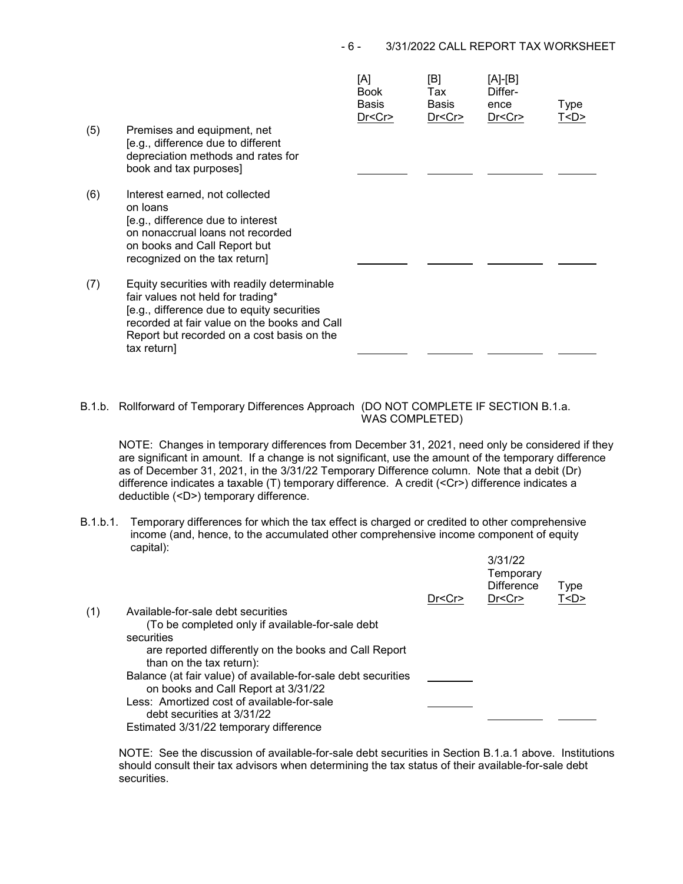| | | [A] Book Basis Dr<Cr> | [B] Tax Basis Dr<Cr> | [A]-[B] Difference Dr<Cr> | Type T<D> |
|---|---|---|---|---|---|
| (5) | Premises and equipment, net [e.g., difference due to different depreciation methods and rates for book and tax purposes] | ________ | ________ | ________ | ______ |
| (6) | Interest earned, not collected on loans [e.g., difference due to interest on nonaccrual loans not recorded on books and Call Report but recognized on the tax return] | ________ | ________ | ________ | ______ |
| (7) | Equity securities with readily determinable fair values not held for trading* [e.g., difference due to equity securities recorded at fair value on the books and Call Report but recorded on a cost basis on the tax return] | ________ | ________ | ________ | ______ |

B.1.b. Rollforward of Temporary Differences Approach (DO NOT COMPLETE IF SECTION B.1.a. WAS COMPLETED)

NOTE: Changes in temporary differences from December 31, 2021, need only be considered if they are significant in amount. If a change is not significant, use the amount of the temporary difference as of December 31, 2021, in the 3/31/22 Temporary Difference column. Note that a debit (Dr) difference indicates a taxable (T) temporary difference. A credit (<Cr>) difference indicates a deductible (<D>) temporary difference.

B.1.b.1. Temporary differences for which the tax effect is charged or credited to other comprehensive income (and, hence, to the accumulated other comprehensive income component of equity capital):

| | | Dr<Cr> | 3/31/22 Temporary Difference Dr<Cr> | Type T<D> |
|---|---|---|---|---|
| (1) | Available-for-sale debt securities (To be completed only if available-for-sale debt securities are reported differently on the books and Call Report than on the tax return): | | | |
| | Balance (at fair value) of available-for-sale debt securities on books and Call Report at 3/31/22 | ________ | | |
| | Less: Amortized cost of available-for-sale debt securities at 3/31/22 | ________ | | |
| | Estimated 3/31/22 temporary difference | | ________ | ______ |

NOTE: See the discussion of available-for-sale debt securities in Section B.1.a.1 above. Institutions should consult their tax advisors when determining the tax status of their available-for-sale debt securities.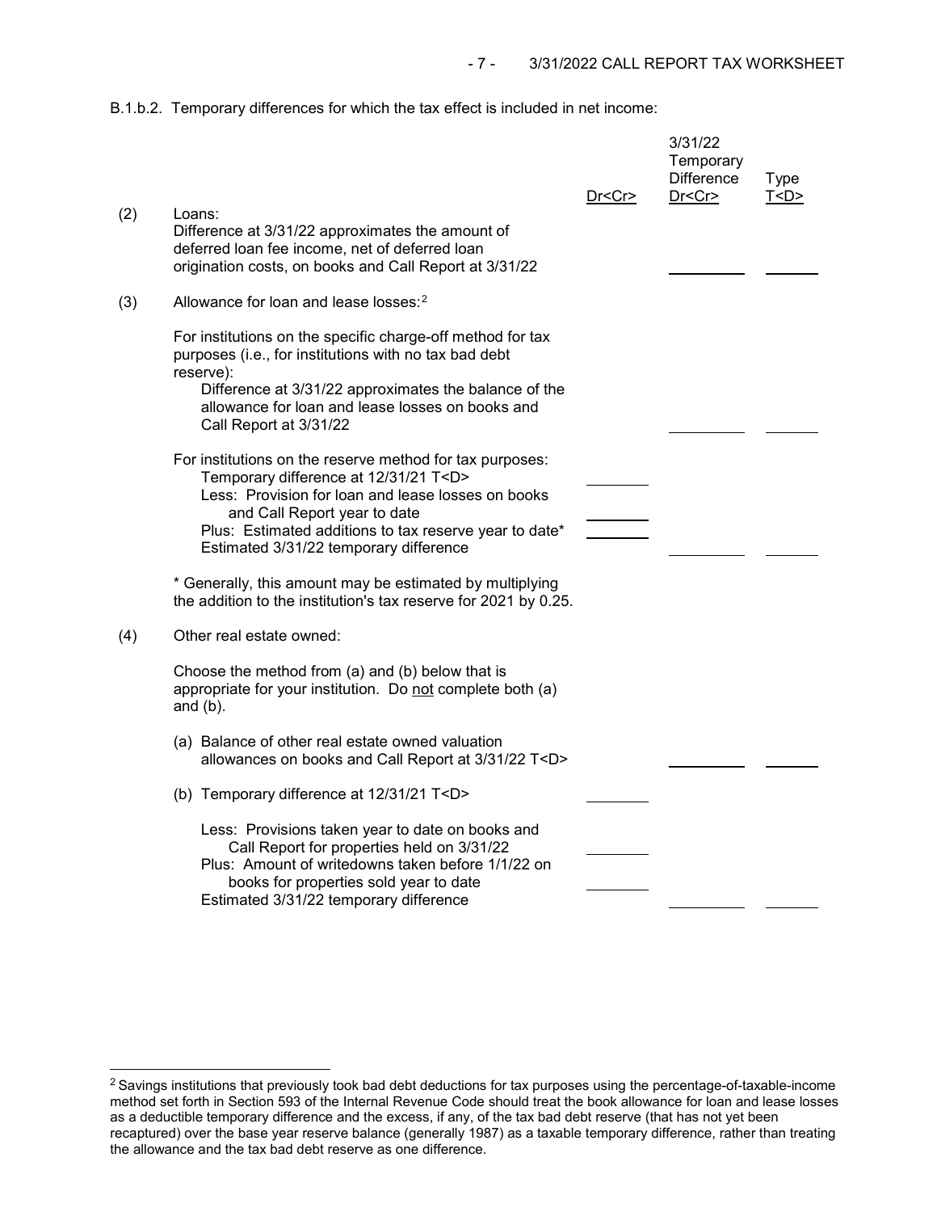B.1.b.2. Temporary differences for which the tax effect is included in net income:

| | | Dr<Cr> | 3/31/22 Temporary Difference Dr<Cr> | Type T<D> |
|---|---|---|---|---|
| (2) | Loans: Difference at 3/31/22 approximates the amount of deferred loan fee income, net of deferred loan origination costs, on books and Call Report at 3/31/22 | | ________ | ______ |
| (3) | Allowance for loan and lease losses:[2] | | | |
| | For institutions on the specific charge-off method for tax purposes (i.e., for institutions with no tax bad debt reserve): Difference at 3/31/22 approximates the balance of the allowance for loan and lease losses on books and Call Report at 3/31/22 | | ________ | ______ |
| | For institutions on the reserve method for tax purposes: | | | |
| | Temporary difference at 12/31/21 T<D> | ______ | | |
| | Less: Provision for loan and lease losses on books and Call Report year to date | ______ | | |
| | Plus: Estimated additions to tax reserve year to date* | ______ | | |
| | Estimated 3/31/22 temporary difference | | ________ | ______ |
| | * Generally, this amount may be estimated by multiplying the addition to the institution's tax reserve for 2021 by 0.25. | | | |
| (4) | Other real estate owned: | | | |
| | Choose the method from (a) and (b) below that is appropriate for your institution. Do not complete both (a) and (b). | | | |
| | (a) Balance of other real estate owned valuation allowances on books and Call Report at 3/31/22 T<D> | | ________ | ______ |
| | (b) Temporary difference at 12/31/21 T<D> | ______ | | |
| | Less: Provisions taken year to date on books and Call Report for properties held on 3/31/22 | ______ | | |
| | Plus: Amount of writedowns taken before 1/1/22 on books for properties sold year to date | ______ | | |
| | Estimated 3/31/22 temporary difference | | ________ | ______ |

[2] Savings institutions that previously took bad debt deductions for tax purposes using the percentage-of-taxable-income method set forth in Section 593 of the Internal Revenue Code should treat the book allowance for loan and lease losses as a deductible temporary difference and the excess, if any, of the tax bad debt reserve (that has not yet been recaptured) over the base year reserve balance (generally 1987) as a taxable temporary difference, rather than treating the allowance and the tax bad debt reserve as one difference.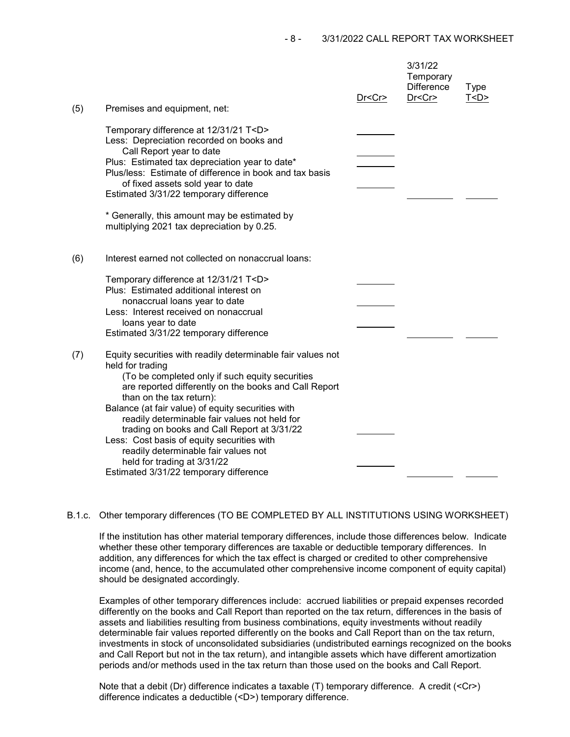| | | Dr<Cr> | 3/31/22 Temporary Difference Dr<Cr> | Type T<D> |
|---|---|---|---|---|
| (5) | Premises and equipment, net: | | | |
| | Temporary difference at 12/31/21 T<D> | ________ | | |
| | Less: Depreciation recorded on books and Call Report year to date | ________ | | |
| | Plus: Estimated tax depreciation year to date* | ________ | | |
| | Plus/less: Estimate of difference in book and tax basis of fixed assets sold year to date | ________ | | |
| | Estimated 3/31/22 temporary difference | | ________ | ______ |
| | * Generally, this amount may be estimated by multiplying 2021 tax depreciation by 0.25. | | | |
| (6) | Interest earned not collected on nonaccrual loans: | | | |
| | Temporary difference at 12/31/21 T<D> | ________ | | |
| | Plus: Estimated additional interest on nonaccrual loans year to date | ________ | | |
| | Less: Interest received on nonaccrual loans year to date | ________ | | |
| | Estimated 3/31/22 temporary difference | | ________ | ______ |
| (7) | Equity securities with readily determinable fair values not held for trading (To be completed only if such equity securities are reported differently on the books and Call Report than on the tax return): | | | |
| | Balance (at fair value) of equity securities with readily determinable fair values not held for trading on books and Call Report at 3/31/22 | ________ | | |
| | Less: Cost basis of equity securities with readily determinable fair values not held for trading at 3/31/22 | ________ | | |
| | Estimated 3/31/22 temporary difference | | ________ | ______ |

B.1.c. Other temporary differences (TO BE COMPLETED BY ALL INSTITUTIONS USING WORKSHEET)

If the institution has other material temporary differences, include those differences below. Indicate whether these other temporary differences are taxable or deductible temporary differences. In addition, any differences for which the tax effect is charged or credited to other comprehensive income (and, hence, to the accumulated other comprehensive income component of equity capital) should be designated accordingly.

Examples of other temporary differences include: accrued liabilities or prepaid expenses recorded differently on the books and Call Report than reported on the tax return, differences in the basis of assets and liabilities resulting from business combinations, equity investments without readily determinable fair values reported differently on the books and Call Report than on the tax return, investments in stock of unconsolidated subsidiaries (undistributed earnings recognized on the books and Call Report but not in the tax return), and intangible assets which have different amortization periods and/or methods used in the tax return than those used on the books and Call Report.

Note that a debit (Dr) difference indicates a taxable (T) temporary difference. A credit (<Cr>) difference indicates a deductible (<D>) temporary difference.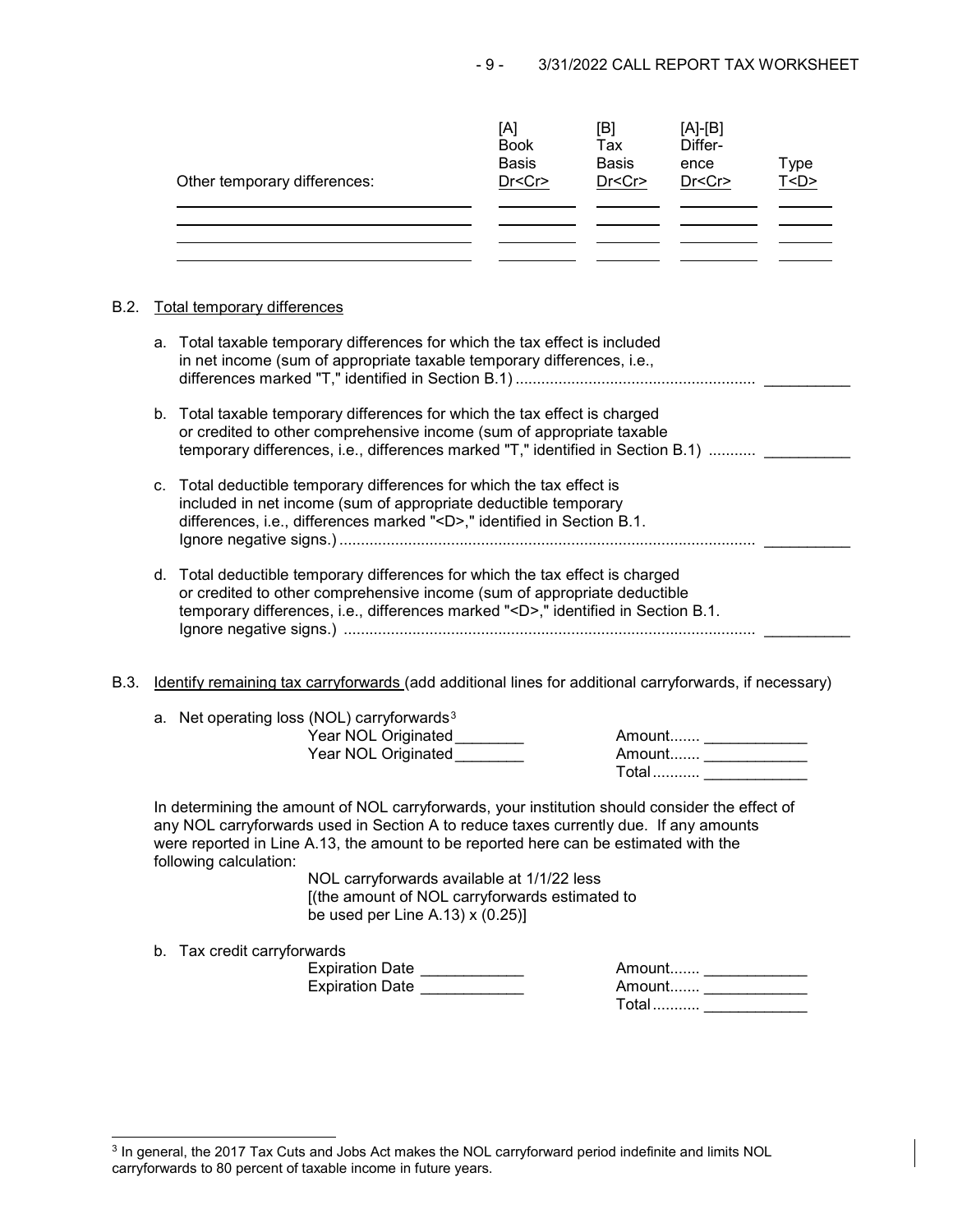| Other temporary differences: | [A] Book Basis Dr<Cr> | [B] Tax Basis Dr<Cr> | [A]-[B] Differ-ence Dr<Cr> | Type T<D> |
|---|---|---|---|---|
| | | | | |
| | | | | |
| | | | | |
| | | | | |

B.2. Total temporary differences

a. Total taxable temporary differences for which the tax effect is included in net income (sum of appropriate taxable temporary differences, i.e., differences marked "T," identified in Section B.1) ........................................................ __________

b. Total taxable temporary differences for which the tax effect is charged or credited to other comprehensive income (sum of appropriate taxable temporary differences, i.e., differences marked "T," identified in Section B.1) ........... __________

c. Total deductible temporary differences for which the tax effect is included in net income (sum of appropriate deductible temporary differences, i.e., differences marked "<D>," identified in Section B.1. Ignore negative signs.) ................................................................................................ __________

d. Total deductible temporary differences for which the tax effect is charged or credited to other comprehensive income (sum of appropriate deductible temporary differences, i.e., differences marked "<D>," identified in Section B.1. Ignore negative signs.) ................................................................................................ __________

B.3. Identify remaining tax carryforwards (add additional lines for additional carryforwards, if necessary)

a. Net operating loss (NOL) carryforwards[3]

Year NOL Originated________ Amount....... ____________

Year NOL Originated________ Amount....... ____________

Total........... ____________

In determining the amount of NOL carryforwards, your institution should consider the effect of any NOL carryforwards used in Section A to reduce taxes currently due. If any amounts were reported in Line A.13, the amount to be reported here can be estimated with the following calculation:

NOL carryforwards available at 1/1/22 less
[(the amount of NOL carryforwards estimated to be used per Line A.13) x (0.25)]

b. Tax credit carryforwards

Expiration Date ____________ Amount....... ____________

Expiration Date ____________ Amount....... ____________

Total........... ____________

[3] In general, the 2017 Tax Cuts and Jobs Act makes the NOL carryforward period indefinite and limits NOL carryforwards to 80 percent of taxable income in future years.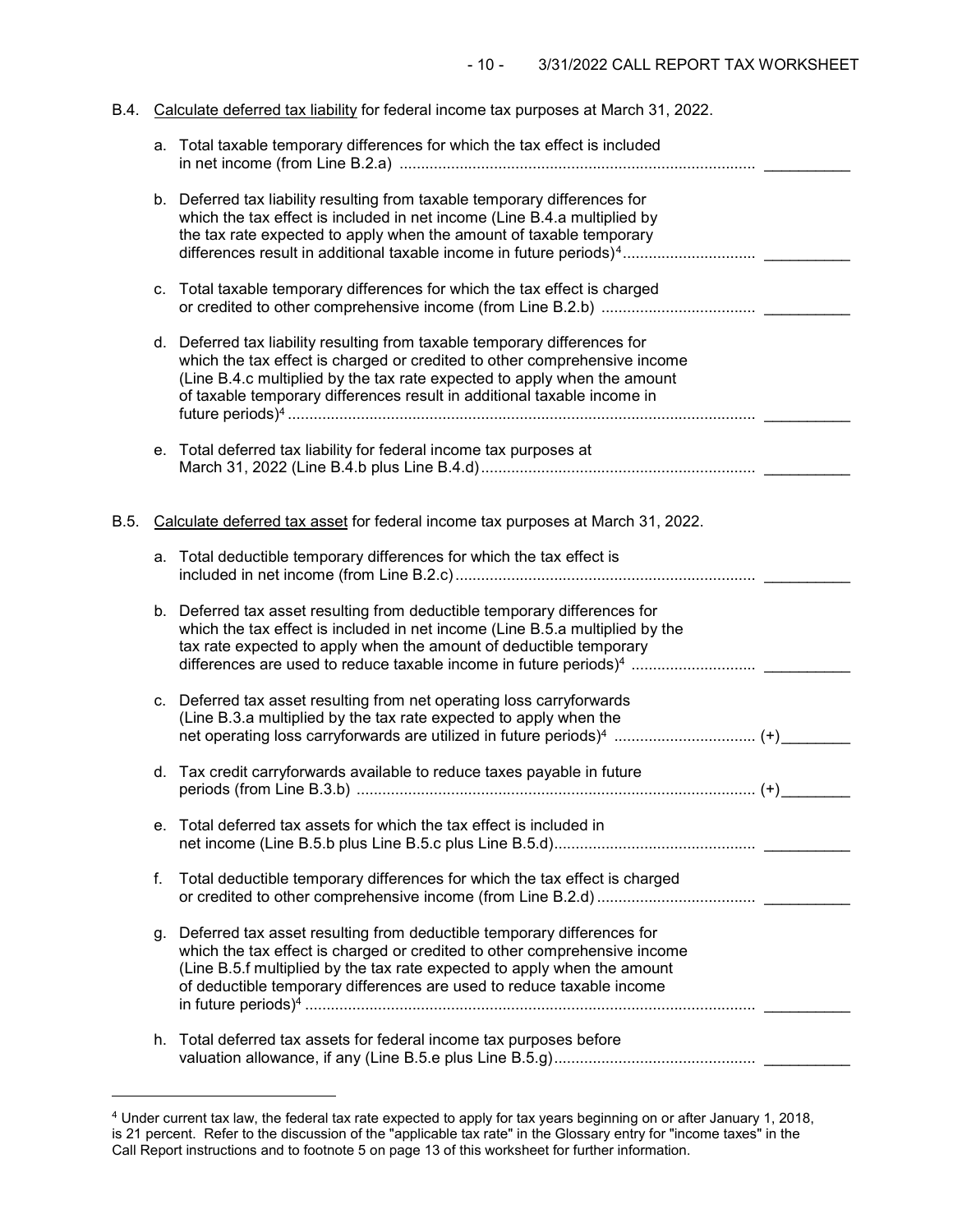B.4. Calculate deferred tax liability for federal income tax purposes at March 31, 2022.

a. Total taxable temporary differences for which the tax effect is included in net income (from Line B.2.a) .................................................................................. __________

b. Deferred tax liability resulting from taxable temporary differences for which the tax effect is included in net income (Line B.4.a multiplied by the tax rate expected to apply when the amount of taxable temporary differences result in additional taxable income in future periods)[4] .............................. __________

c. Total taxable temporary differences for which the tax effect is charged or credited to other comprehensive income (from Line B.2.b) .................................... __________

d. Deferred tax liability resulting from taxable temporary differences for which the tax effect is charged or credited to other comprehensive income (Line B.4.c multiplied by the tax rate expected to apply when the amount of taxable temporary differences result in additional taxable income in future periods)[4] ........................................................................................................... __________

e. Total deferred tax liability for federal income tax purposes at March 31, 2022 (Line B.4.b plus Line B.4.d)................................................................ __________

B.5. Calculate deferred tax asset for federal income tax purposes at March 31, 2022.

a. Total deductible temporary differences for which the tax effect is included in net income (from Line B.2.c)...................................................................... __________

b. Deferred tax asset resulting from deductible temporary differences for which the tax effect is included in net income (Line B.5.a multiplied by the tax rate expected to apply when the amount of deductible temporary differences are used to reduce taxable income in future periods)[4] ............................ __________

c. Deferred tax asset resulting from net operating loss carryforwards (Line B.3.a multiplied by the tax rate expected to apply when the net operating loss carryforwards are utilized in future periods)[4] ................................ (+)________

d. Tax credit carryforwards available to reduce taxes payable in future periods (from Line B.3.b) ............................................................................................ (+)________

e. Total deferred tax assets for which the tax effect is included in net income (Line B.5.b plus Line B.5.c plus Line B.5.d).............................................. __________

f. Total deductible temporary differences for which the tax effect is charged or credited to other comprehensive income (from Line B.2.d).................................... __________

g. Deferred tax asset resulting from deductible temporary differences for which the tax effect is charged or credited to other comprehensive income (Line B.5.f multiplied by the tax rate expected to apply when the amount of deductible temporary differences are used to reduce taxable income in future periods)[4] ........................................................................................................ __________

h. Total deferred tax assets for federal income tax purposes before valuation allowance, if any (Line B.5.e plus Line B.5.g).............................................. __________

---

[4] Under current tax law, the federal tax rate expected to apply for tax years beginning on or after January 1, 2018, is 21 percent. Refer to the discussion of the "applicable tax rate" in the Glossary entry for "income taxes" in the Call Report instructions and to footnote 5 on page 13 of this worksheet for further information.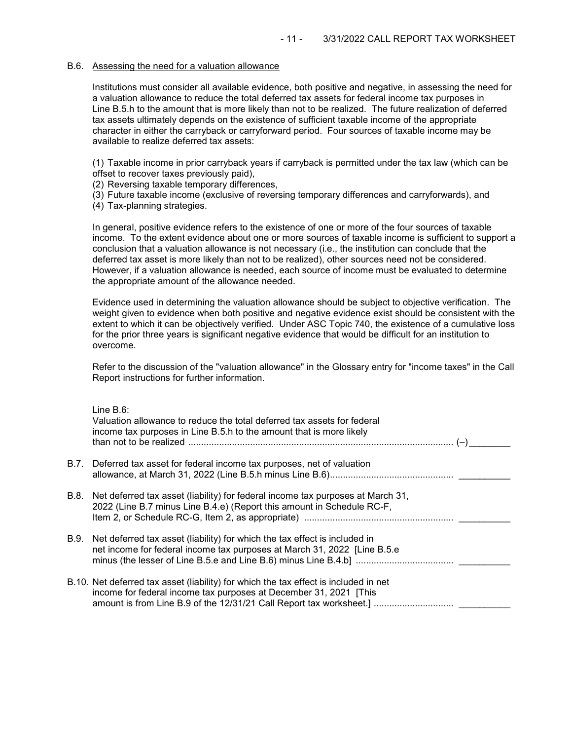B.6. Assessing the need for a valuation allowance

Institutions must consider all available evidence, both positive and negative, in assessing the need for a valuation allowance to reduce the total deferred tax assets for federal income tax purposes in Line B.5.h to the amount that is more likely than not to be realized. The future realization of deferred tax assets ultimately depends on the existence of sufficient taxable income of the appropriate character in either the carryback or carryforward period. Four sources of taxable income may be available to realize deferred tax assets:

(1) Taxable income in prior carryback years if carryback is permitted under the tax law (which can be offset to recover taxes previously paid),
(2) Reversing taxable temporary differences,
(3) Future taxable income (exclusive of reversing temporary differences and carryforwards), and
(4) Tax-planning strategies.

In general, positive evidence refers to the existence of one or more of the four sources of taxable income. To the extent evidence about one or more sources of taxable income is sufficient to support a conclusion that a valuation allowance is not necessary (i.e., the institution can conclude that the deferred tax asset is more likely than not to be realized), other sources need not be considered. However, if a valuation allowance is needed, each source of income must be evaluated to determine the appropriate amount of the allowance needed.

Evidence used in determining the valuation allowance should be subject to objective verification. The weight given to evidence when both positive and negative evidence exist should be consistent with the extent to which it can be objectively verified. Under ASC Topic 740, the existence of a cumulative loss for the prior three years is significant negative evidence that would be difficult for an institution to overcome.

Refer to the discussion of the "valuation allowance" in the Glossary entry for "income taxes" in the Call Report instructions for further information.

Line B.6:
Valuation allowance to reduce the total deferred tax assets for federal income tax purposes in Line B.5.h to the amount that is more likely than not to be realized ....................................................................................................... (–)________

B.7. Deferred tax asset for federal income tax purposes, net of valuation allowance, at March 31, 2022 (Line B.5.h minus Line B.6)................................................ __________

B.8. Net deferred tax asset (liability) for federal income tax purposes at March 31, 2022 (Line B.7 minus Line B.4.e) (Report this amount in Schedule RC-F, Item 2, or Schedule RC-G, Item 2, as appropriate) ......................................................... __________

B.9. Net deferred tax asset (liability) for which the tax effect is included in net income for federal income tax purposes at March 31, 2022 [Line B.5.e minus (the lesser of Line B.5.e and Line B.6) minus Line B.4.b] ..................................... __________

B.10. Net deferred tax asset (liability) for which the tax effect is included in net income for federal income tax purposes at December 31, 2021 [This amount is from Line B.9 of the 12/31/21 Call Report tax worksheet.] .............................. __________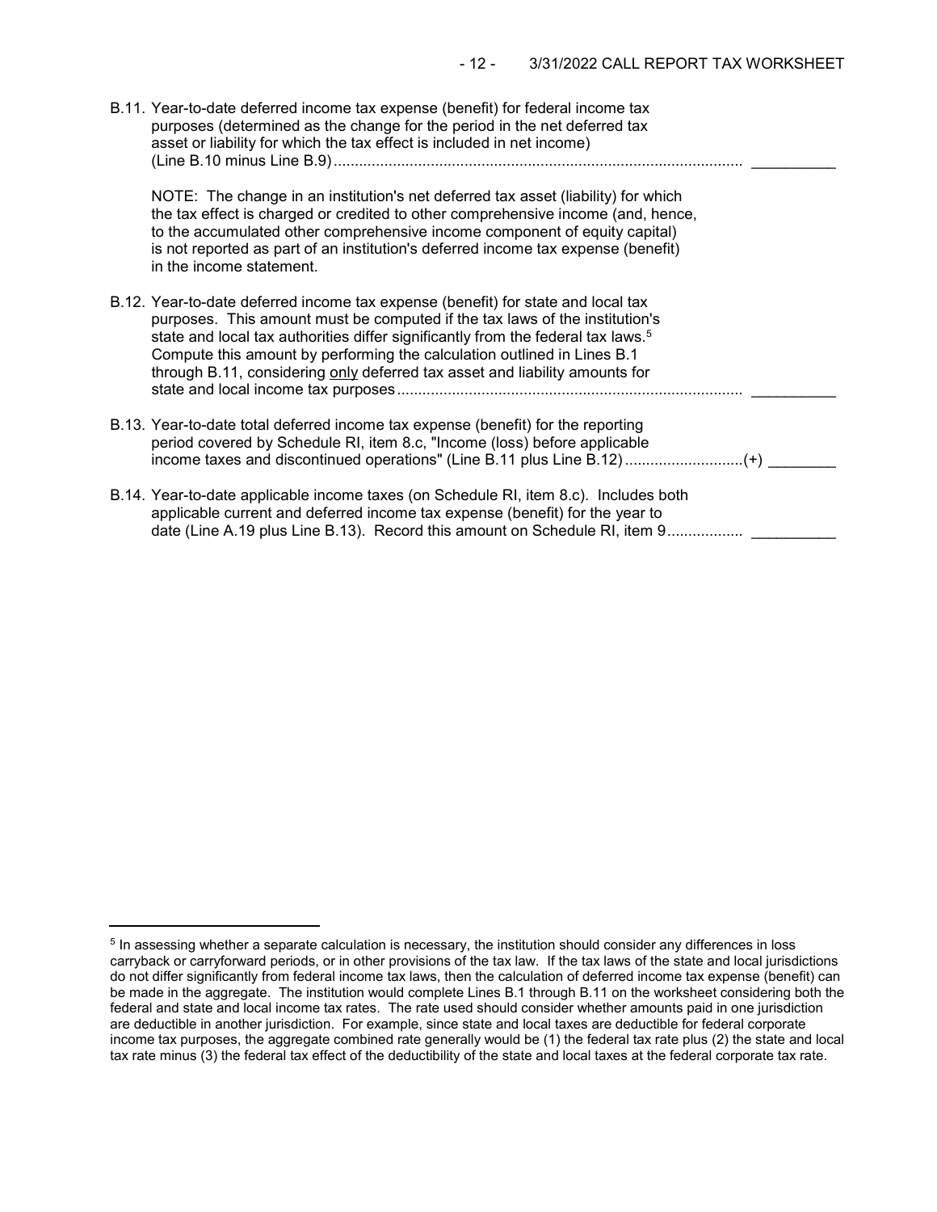B.11. Year-to-date deferred income tax expense (benefit) for federal income tax purposes (determined as the change for the period in the net deferred tax asset or liability for which the tax effect is included in net income) (Line B.10 minus Line B.9) ................................................................................................ __________

NOTE: The change in an institution's net deferred tax asset (liability) for which the tax effect is charged or credited to other comprehensive income (and, hence, to the accumulated other comprehensive income component of equity capital) is not reported as part of an institution's deferred income tax expense (benefit) in the income statement.

B.12. Year-to-date deferred income tax expense (benefit) for state and local tax purposes. This amount must be computed if the tax laws of the institution's state and local tax authorities differ significantly from the federal tax laws.[5] Compute this amount by performing the calculation outlined in Lines B.1 through B.11, considering only deferred tax asset and liability amounts for state and local income tax purposes .................................................................................. __________

B.13. Year-to-date total deferred income tax expense (benefit) for the reporting period covered by Schedule RI, item 8.c, "Income (loss) before applicable income taxes and discontinued operations" (Line B.11 plus Line B.12) ...........................(+) ________

B.14. Year-to-date applicable income taxes (on Schedule RI, item 8.c). Includes both applicable current and deferred income tax expense (benefit) for the year to date (Line A.19 plus Line B.13). Record this amount on Schedule RI, item 9 ................. __________

---

[5] In assessing whether a separate calculation is necessary, the institution should consider any differences in loss carryback or carryforward periods, or in other provisions of the tax law. If the tax laws of the state and local jurisdictions do not differ significantly from federal income tax laws, then the calculation of deferred income tax expense (benefit) can be made in the aggregate. The institution would complete Lines B.1 through B.11 on the worksheet considering both the federal and state and local income tax rates. The rate used should consider whether amounts paid in one jurisdiction are deductible in another jurisdiction. For example, since state and local taxes are deductible for federal corporate income tax purposes, the aggregate combined rate generally would be (1) the federal tax rate plus (2) the state and local tax rate minus (3) the federal tax effect of the deductibility of the state and local taxes at the federal corporate tax rate.